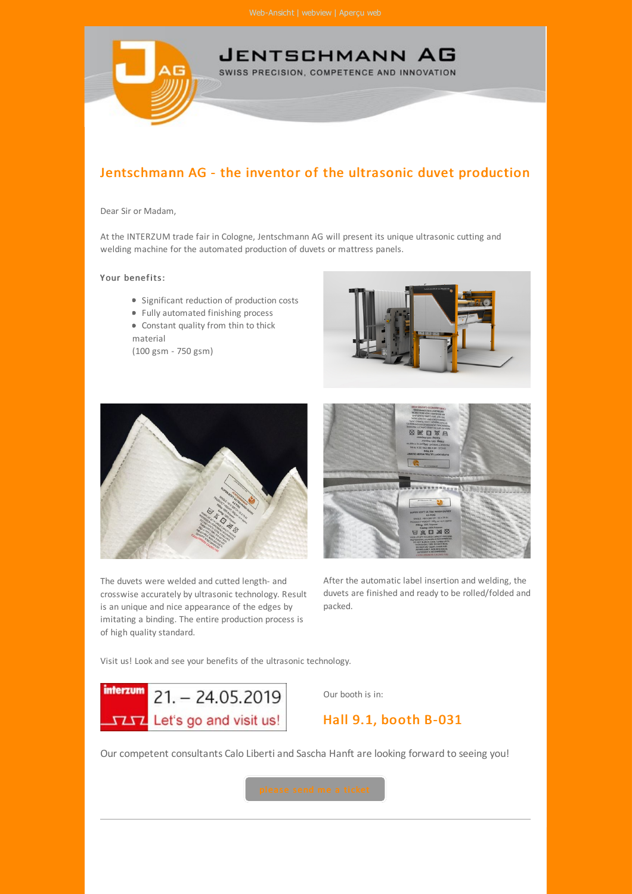Web-Ansicht | webview | Aperçu web

# JENTSCHMANN AG

SWISS PRECISION, COMPETENCE AND INNOVATION

## Jentschmann AG - the inventor of the ultrasonic duvet production

Dear Sir or Madam,

At the INTERZUM trade fair in Cologne, Jentschmann AG will present its unique ultrasonic cutting and welding machine for the automated production of duvets or mattress panels.

**Your benefits:**

- Significant reduction of production costs
- Fully automated finishing process
- Constant quality from thin to thick material
(100 gsm - 750 gsm)

The duvets were welded and cutted length- and crosswise accurately by ultrasonic technology. Result is an unique and nice appearance of the edges by imitating a binding. The entire production process is of high quality standard.

After the automatic label insertion and welding, the duvets are finished and ready to be rolled/folded and packed.

Visit us! Look and see your benefits of the ultrasonic technology.

interzum 21. – 24.05.2019 Let's go and visit us!

Our booth is in:

### Hall 9.1, booth B-031

Our competent consultants Calo Liberti and Sascha Hanft are looking forward to seeing you!

please send me a ticket

---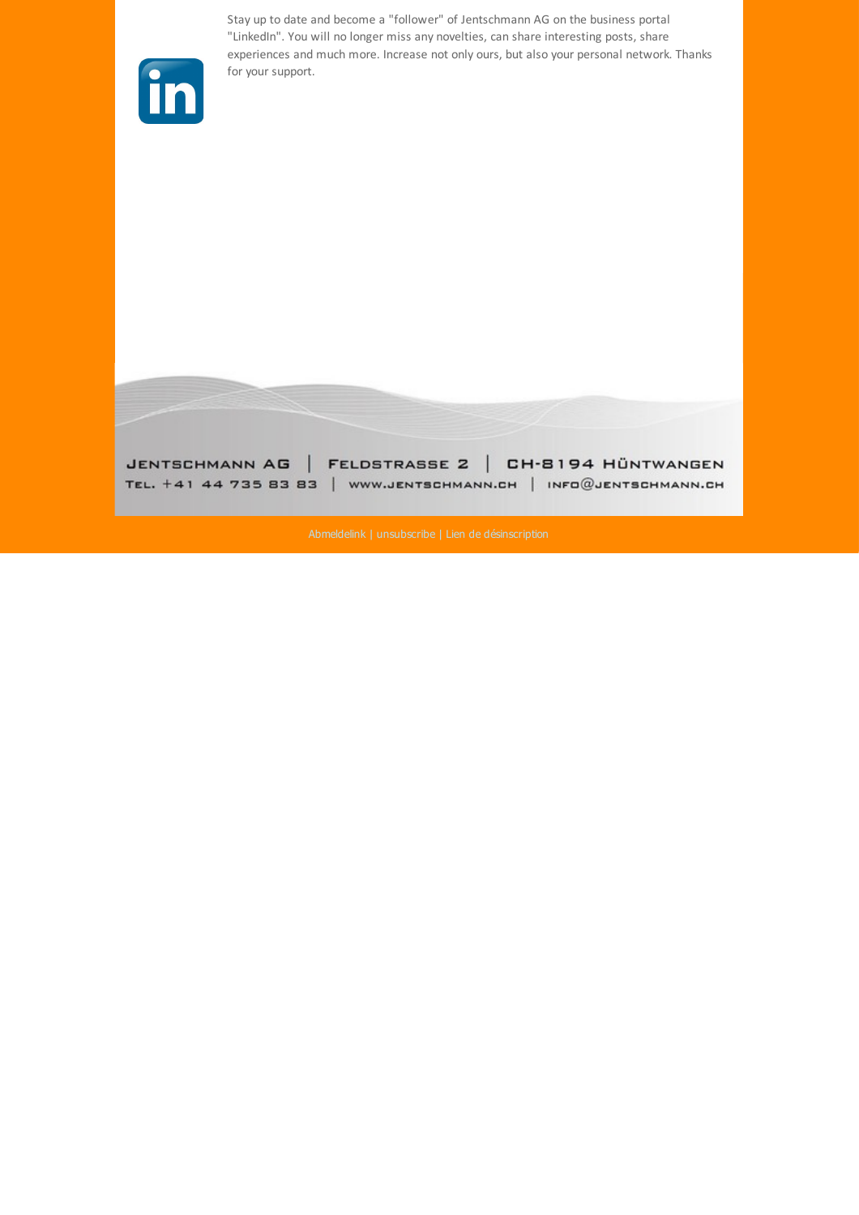Stay up to date and become a "follower" of Jentschmann AG on the business portal "LinkedIn". You will no longer miss any novelties, can share interesting posts, share experiences and much more. Increase not only ours, but also your personal network. Thanks for your support.

JENTSCHMANN AG | FELDSTRASSE 2 | CH-8194 HÜNTWANGEN
TEL. +41 44 735 83 83 | WWW.JENTSCHMANN.CH | INFO@JENTSCHMANN.CH

Abmeldelink | unsubscribe | Lien de désinscription